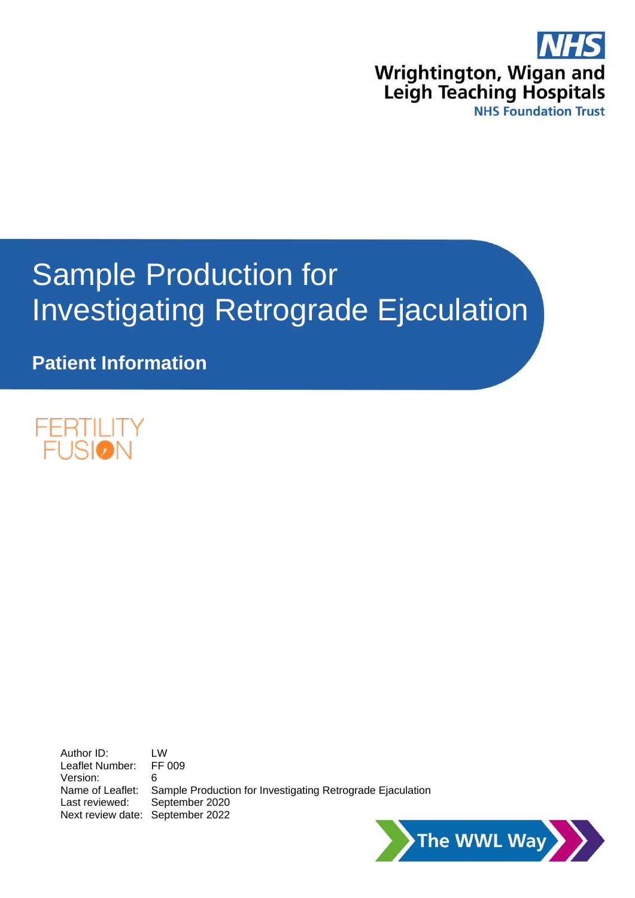NHS

Wrightington, Wigan and Leigh Teaching Hospitals

NHS Foundation Trust

# Sample Production for Investigating Retrograde Ejaculation

**Patient Information**

FERTILITY FUSION

Author ID: LW
Leaflet Number: FF 009
Version: 6
Name of Leaflet: Sample Production for Investigating Retrograde Ejaculation
Last reviewed: September 2020
Next review date: September 2022

The WWL Way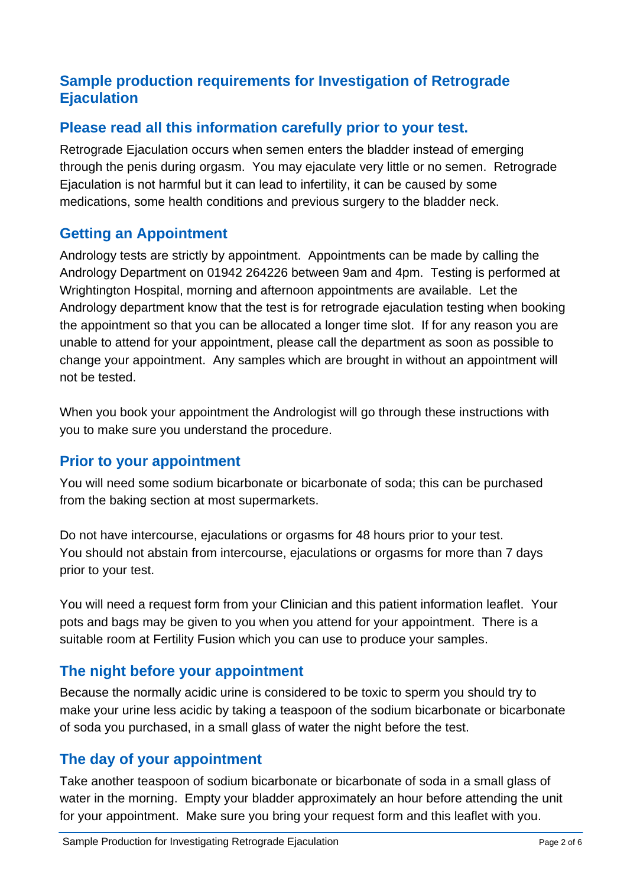## Sample production requirements for Investigation of Retrograde Ejaculation

## Please read all this information carefully prior to your test.

Retrograde Ejaculation occurs when semen enters the bladder instead of emerging through the penis during orgasm. You may ejaculate very little or no semen. Retrograde Ejaculation is not harmful but it can lead to infertility, it can be caused by some medications, some health conditions and previous surgery to the bladder neck.

## Getting an Appointment

Andrology tests are strictly by appointment. Appointments can be made by calling the Andrology Department on 01942 264226 between 9am and 4pm. Testing is performed at Wrightington Hospital, morning and afternoon appointments are available. Let the Andrology department know that the test is for retrograde ejaculation testing when booking the appointment so that you can be allocated a longer time slot. If for any reason you are unable to attend for your appointment, please call the department as soon as possible to change your appointment. Any samples which are brought in without an appointment will not be tested.

When you book your appointment the Andrologist will go through these instructions with you to make sure you understand the procedure.

## Prior to your appointment

You will need some sodium bicarbonate or bicarbonate of soda; this can be purchased from the baking section at most supermarkets.

Do not have intercourse, ejaculations or orgasms for 48 hours prior to your test. You should not abstain from intercourse, ejaculations or orgasms for more than 7 days prior to your test.

You will need a request form from your Clinician and this patient information leaflet. Your pots and bags may be given to you when you attend for your appointment. There is a suitable room at Fertility Fusion which you can use to produce your samples.

## The night before your appointment

Because the normally acidic urine is considered to be toxic to sperm you should try to make your urine less acidic by taking a teaspoon of the sodium bicarbonate or bicarbonate of soda you purchased, in a small glass of water the night before the test.

## The day of your appointment

Take another teaspoon of sodium bicarbonate or bicarbonate of soda in a small glass of water in the morning. Empty your bladder approximately an hour before attending the unit for your appointment. Make sure you bring your request form and this leaflet with you.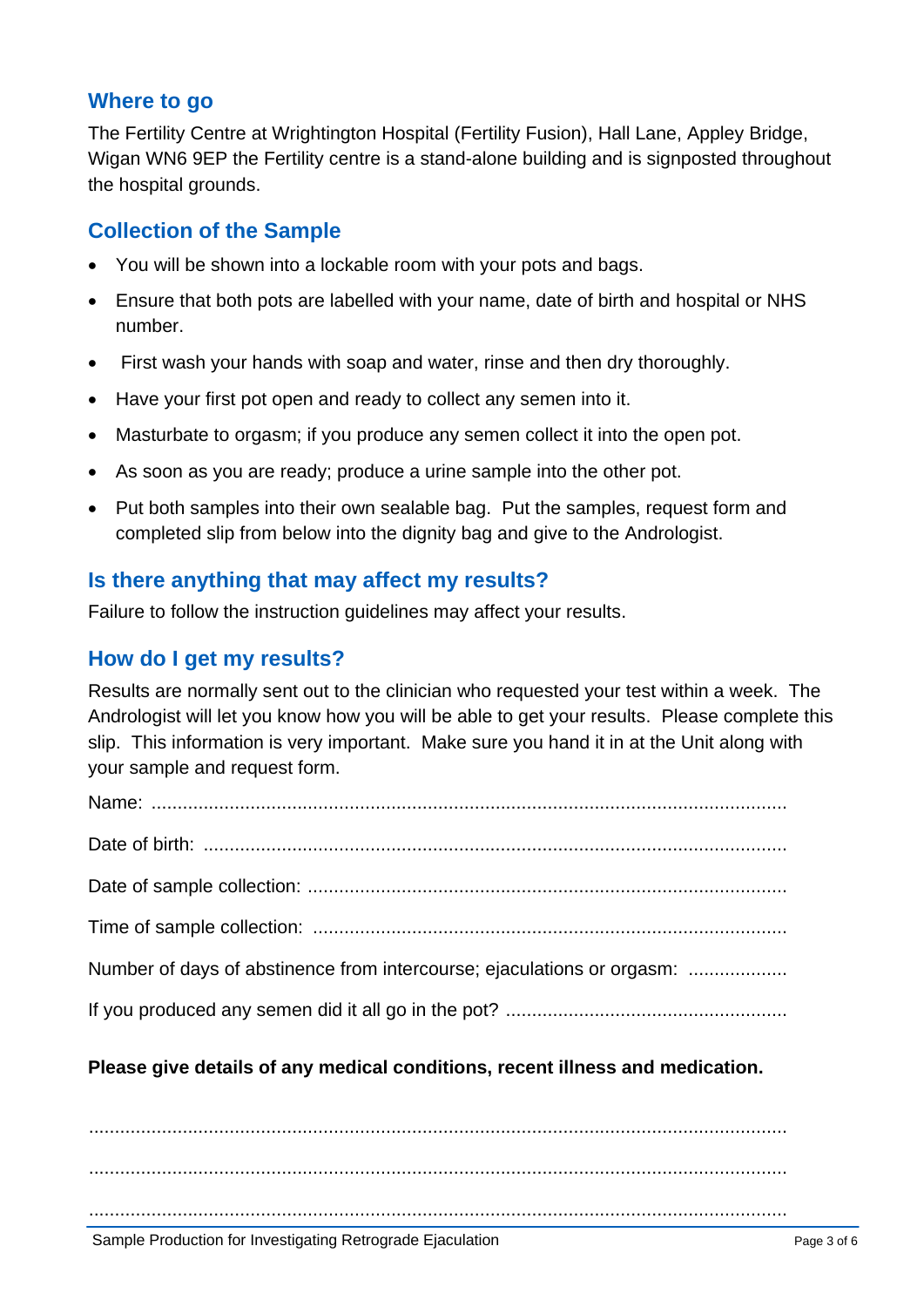## Where to go

The Fertility Centre at Wrightington Hospital (Fertility Fusion), Hall Lane, Appley Bridge, Wigan WN6 9EP the Fertility centre is a stand-alone building and is signposted throughout the hospital grounds.

## Collection of the Sample

- You will be shown into a lockable room with your pots and bags.
- Ensure that both pots are labelled with your name, date of birth and hospital or NHS number.
- First wash your hands with soap and water, rinse and then dry thoroughly.
- Have your first pot open and ready to collect any semen into it.
- Masturbate to orgasm; if you produce any semen collect it into the open pot.
- As soon as you are ready; produce a urine sample into the other pot.
- Put both samples into their own sealable bag. Put the samples, request form and completed slip from below into the dignity bag and give to the Andrologist.

## Is there anything that may affect my results?

Failure to follow the instruction guidelines may affect your results.

## How do I get my results?

Results are normally sent out to the clinician who requested your test within a week. The Andrologist will let you know how you will be able to get your results. Please complete this slip. This information is very important. Make sure you hand it in at the Unit along with your sample and request form.

Name: ........................................................................................................................

Date of birth: ...............................................................................................................

Date of sample collection: ..........................................................................................

Time of sample collection: .........................................................................................

Number of days of abstinence from intercourse; ejaculations or orgasm: ..................

If you produced any semen did it all go in the pot? ....................................................

**Please give details of any medical conditions, recent illness and medication.**

......................................................................................................................................

......................................................................................................................................

......................................................................................................................................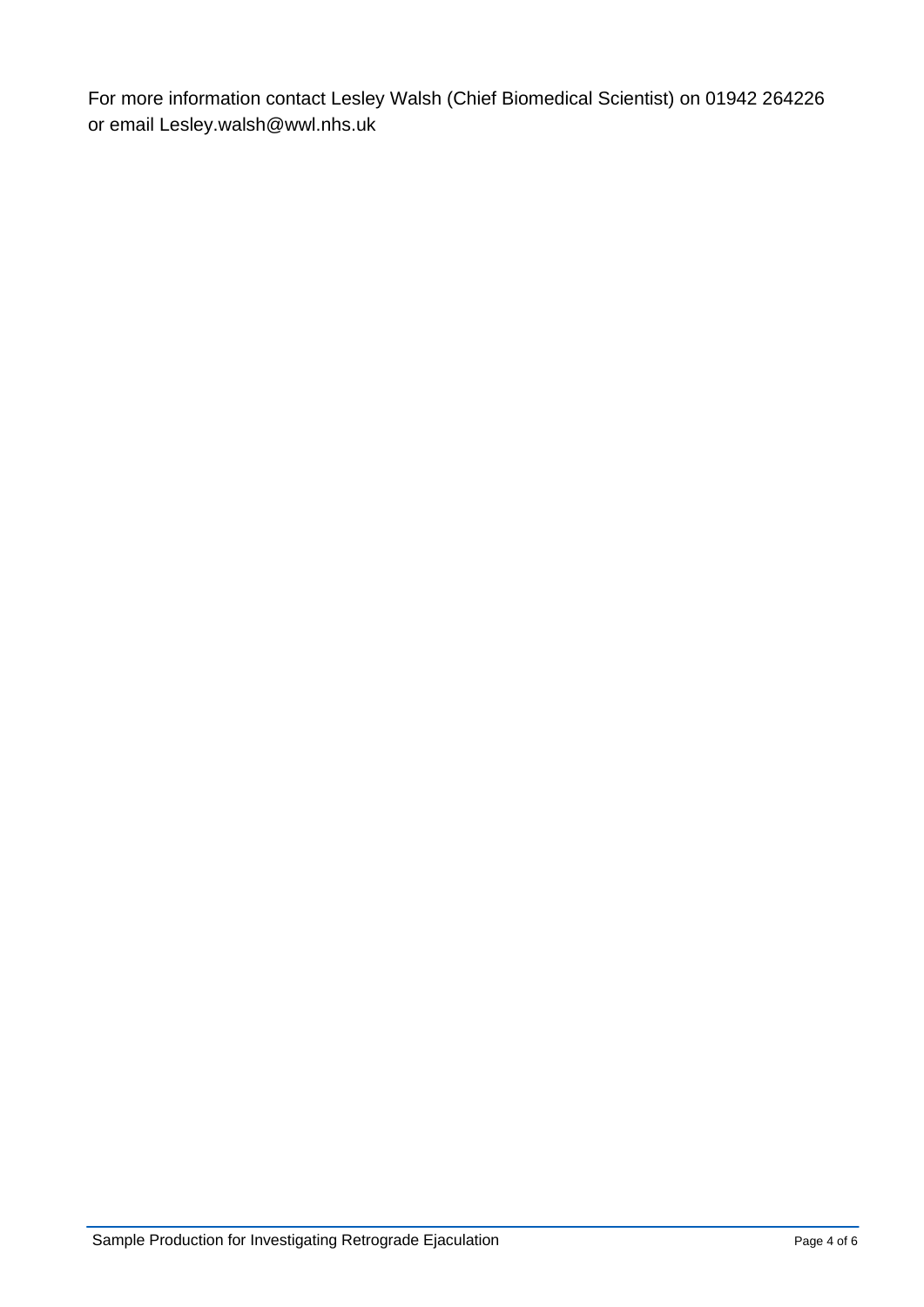For more information contact Lesley Walsh (Chief Biomedical Scientist) on 01942 264226 or email Lesley.walsh@wwl.nhs.uk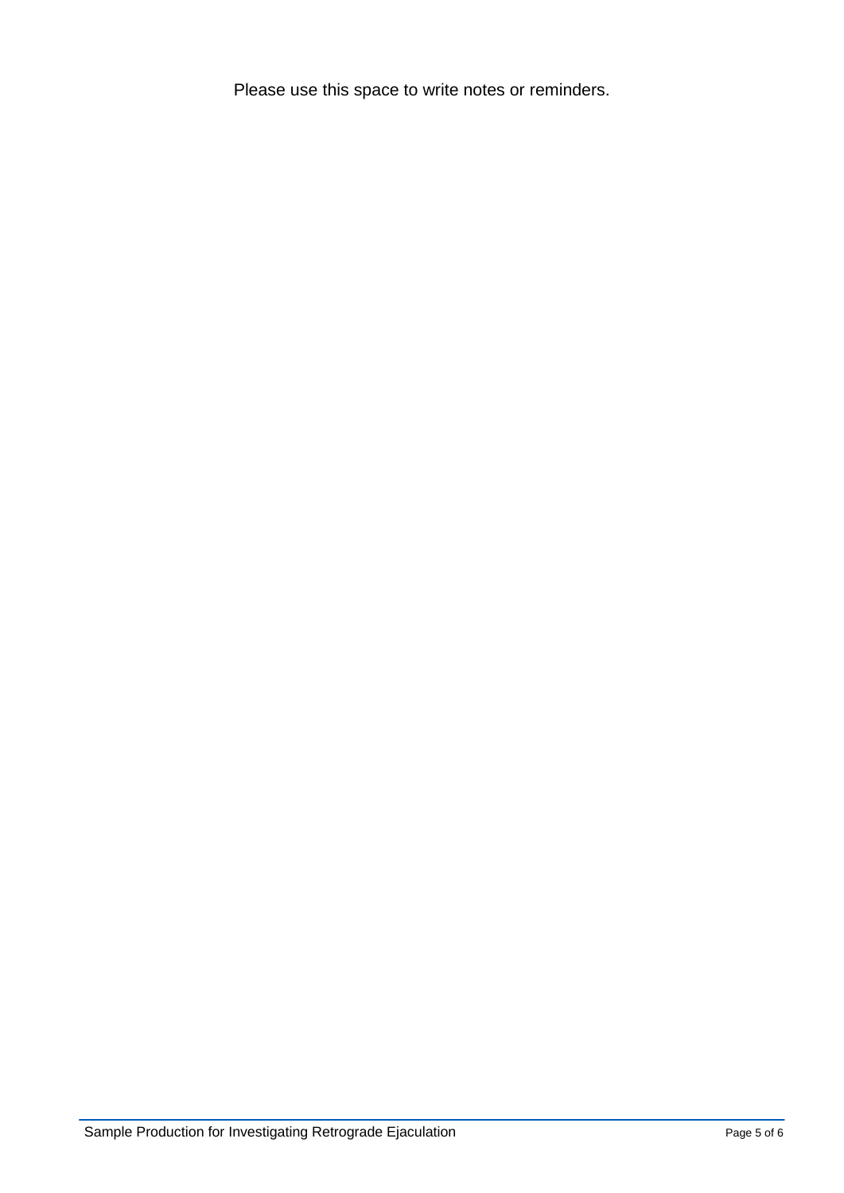Please use this space to write notes or reminders.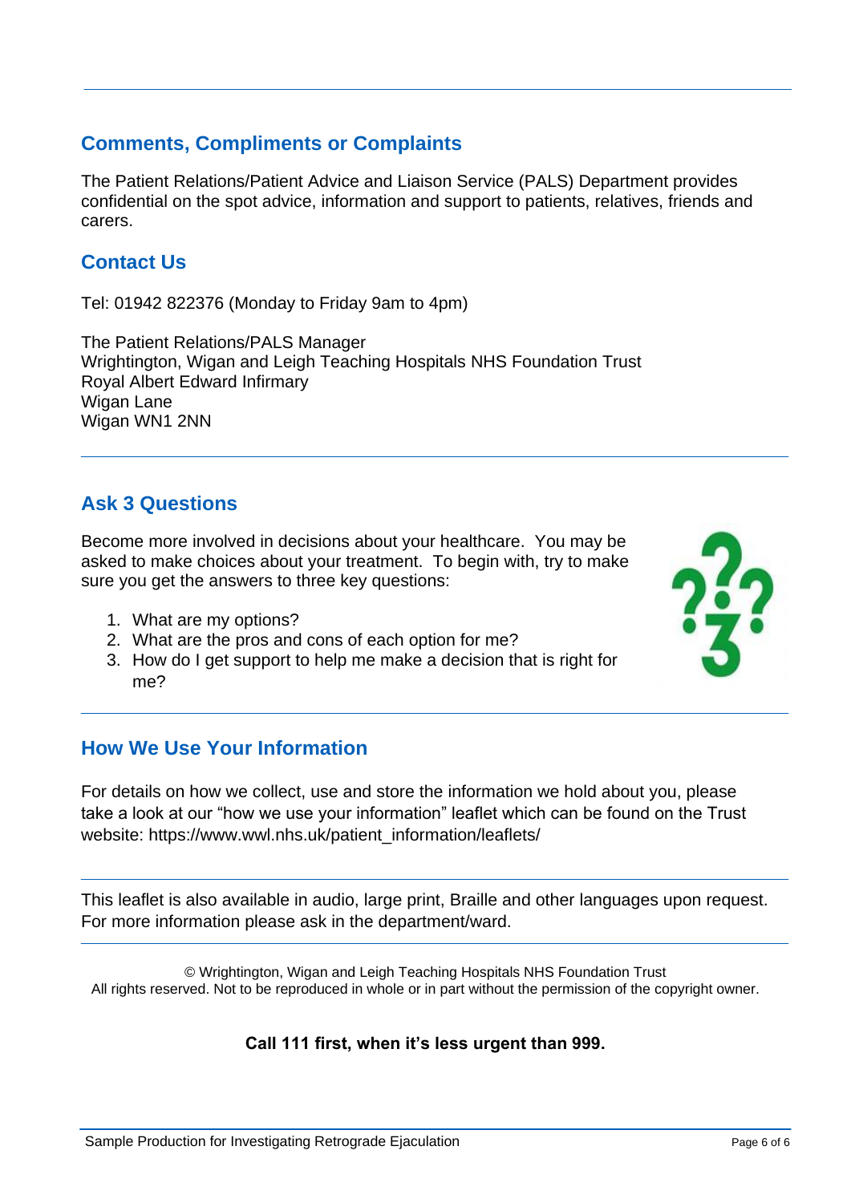## Comments, Compliments or Complaints

The Patient Relations/Patient Advice and Liaison Service (PALS) Department provides confidential on the spot advice, information and support to patients, relatives, friends and carers.

## Contact Us

Tel: 01942 822376 (Monday to Friday 9am to 4pm)

The Patient Relations/PALS Manager
Wrightington, Wigan and Leigh Teaching Hospitals NHS Foundation Trust
Royal Albert Edward Infirmary
Wigan Lane
Wigan WN1 2NN

## Ask 3 Questions

Become more involved in decisions about your healthcare. You may be asked to make choices about your treatment. To begin with, try to make sure you get the answers to three key questions:

1. What are my options?
2. What are the pros and cons of each option for me?
3. How do I get support to help me make a decision that is right for me?

## How We Use Your Information

For details on how we collect, use and store the information we hold about you, please take a look at our "how we use your information" leaflet which can be found on the Trust website: https://www.wwl.nhs.uk/patient_information/leaflets/

This leaflet is also available in audio, large print, Braille and other languages upon request. For more information please ask in the department/ward.

© Wrightington, Wigan and Leigh Teaching Hospitals NHS Foundation Trust
All rights reserved. Not to be reproduced in whole or in part without the permission of the copyright owner.

**Call 111 first, when it's less urgent than 999.**